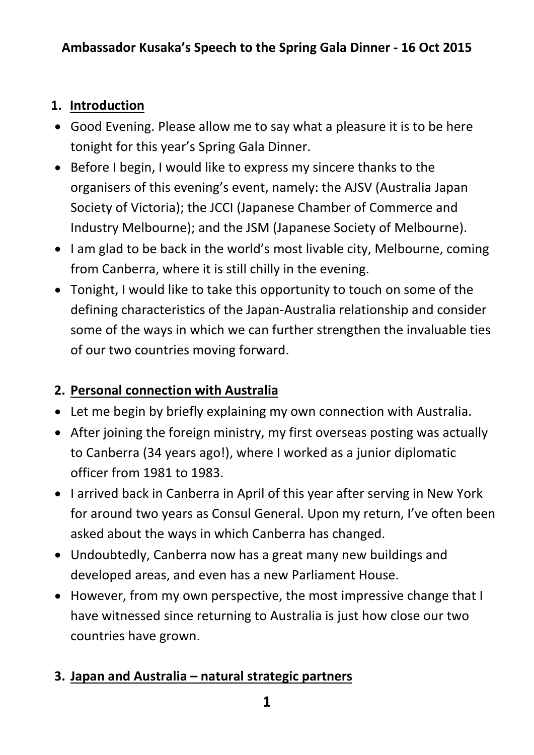**Ambassador Kusaka's Speech to the Spring Gala Dinner - 16 Oct 2015**

## 1. Introduction

- Good Evening. Please allow me to say what a pleasure it is to be here tonight for this year's Spring Gala Dinner.
- Before I begin, I would like to express my sincere thanks to the organisers of this evening's event, namely: the AJSV (Australia Japan Society of Victoria); the JCCI (Japanese Chamber of Commerce and Industry Melbourne); and the JSM (Japanese Society of Melbourne).
- I am glad to be back in the world's most livable city, Melbourne, coming from Canberra, where it is still chilly in the evening.
- Tonight, I would like to take this opportunity to touch on some of the defining characteristics of the Japan-Australia relationship and consider some of the ways in which we can further strengthen the invaluable ties of our two countries moving forward.

## 2. Personal connection with Australia

- Let me begin by briefly explaining my own connection with Australia.
- After joining the foreign ministry, my first overseas posting was actually to Canberra (34 years ago!), where I worked as a junior diplomatic officer from 1981 to 1983.
- I arrived back in Canberra in April of this year after serving in New York for around two years as Consul General. Upon my return, I've often been asked about the ways in which Canberra has changed.
- Undoubtedly, Canberra now has a great many new buildings and developed areas, and even has a new Parliament House.
- However, from my own perspective, the most impressive change that I have witnessed since returning to Australia is just how close our two countries have grown.

## 3. Japan and Australia – natural strategic partners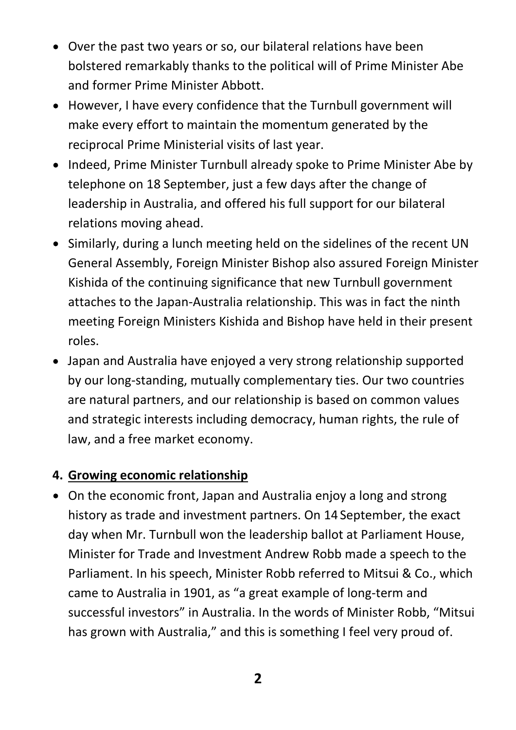- Over the past two years or so, our bilateral relations have been bolstered remarkably thanks to the political will of Prime Minister Abe and former Prime Minister Abbott.
- However, I have every confidence that the Turnbull government will make every effort to maintain the momentum generated by the reciprocal Prime Ministerial visits of last year.
- Indeed, Prime Minister Turnbull already spoke to Prime Minister Abe by telephone on 18 September, just a few days after the change of leadership in Australia, and offered his full support for our bilateral relations moving ahead.
- Similarly, during a lunch meeting held on the sidelines of the recent UN General Assembly, Foreign Minister Bishop also assured Foreign Minister Kishida of the continuing significance that new Turnbull government attaches to the Japan-Australia relationship. This was in fact the ninth meeting Foreign Ministers Kishida and Bishop have held in their present roles.
- Japan and Australia have enjoyed a very strong relationship supported by our long-standing, mutually complementary ties. Our two countries are natural partners, and our relationship is based on common values and strategic interests including democracy, human rights, the rule of law, and a free market economy.

## 4. Growing economic relationship

- On the economic front, Japan and Australia enjoy a long and strong history as trade and investment partners. On 14 September, the exact day when Mr. Turnbull won the leadership ballot at Parliament House, Minister for Trade and Investment Andrew Robb made a speech to the Parliament. In his speech, Minister Robb referred to Mitsui & Co., which came to Australia in 1901, as "a great example of long-term and successful investors" in Australia. In the words of Minister Robb, "Mitsui has grown with Australia," and this is something I feel very proud of.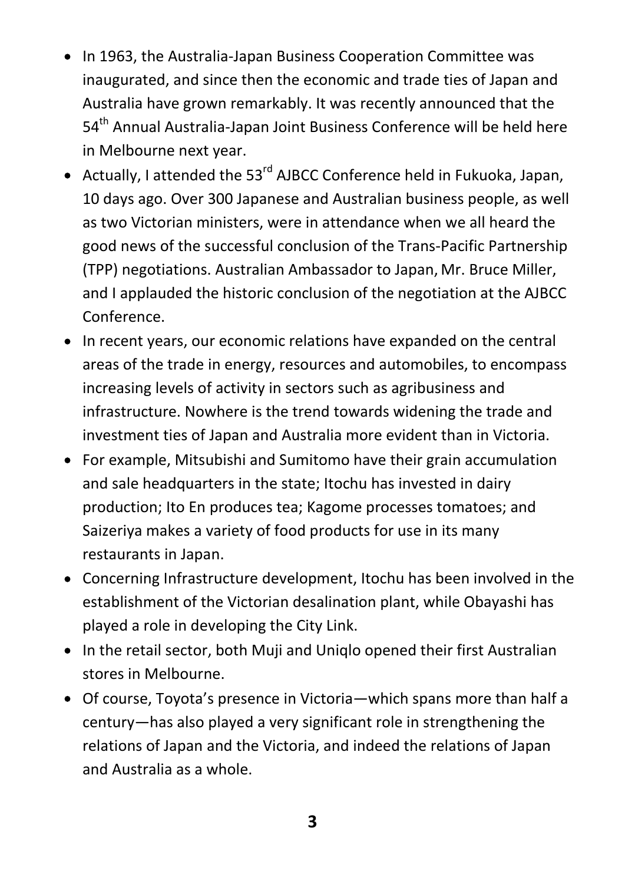- In 1963, the Australia-Japan Business Cooperation Committee was inaugurated, and since then the economic and trade ties of Japan and Australia have grown remarkably. It was recently announced that the 54th Annual Australia-Japan Joint Business Conference will be held here in Melbourne next year.
- Actually, I attended the 53rd AJBCC Conference held in Fukuoka, Japan, 10 days ago. Over 300 Japanese and Australian business people, as well as two Victorian ministers, were in attendance when we all heard the good news of the successful conclusion of the Trans-Pacific Partnership (TPP) negotiations. Australian Ambassador to Japan, Mr. Bruce Miller, and I applauded the historic conclusion of the negotiation at the AJBCC Conference.
- In recent years, our economic relations have expanded on the central areas of the trade in energy, resources and automobiles, to encompass increasing levels of activity in sectors such as agribusiness and infrastructure. Nowhere is the trend towards widening the trade and investment ties of Japan and Australia more evident than in Victoria.
- For example, Mitsubishi and Sumitomo have their grain accumulation and sale headquarters in the state; Itochu has invested in dairy production; Ito En produces tea; Kagome processes tomatoes; and Saizeriya makes a variety of food products for use in its many restaurants in Japan.
- Concerning Infrastructure development, Itochu has been involved in the establishment of the Victorian desalination plant, while Obayashi has played a role in developing the City Link.
- In the retail sector, both Muji and Uniqlo opened their first Australian stores in Melbourne.
- Of course, Toyota's presence in Victoria—which spans more than half a century—has also played a very significant role in strengthening the relations of Japan and the Victoria, and indeed the relations of Japan and Australia as a whole.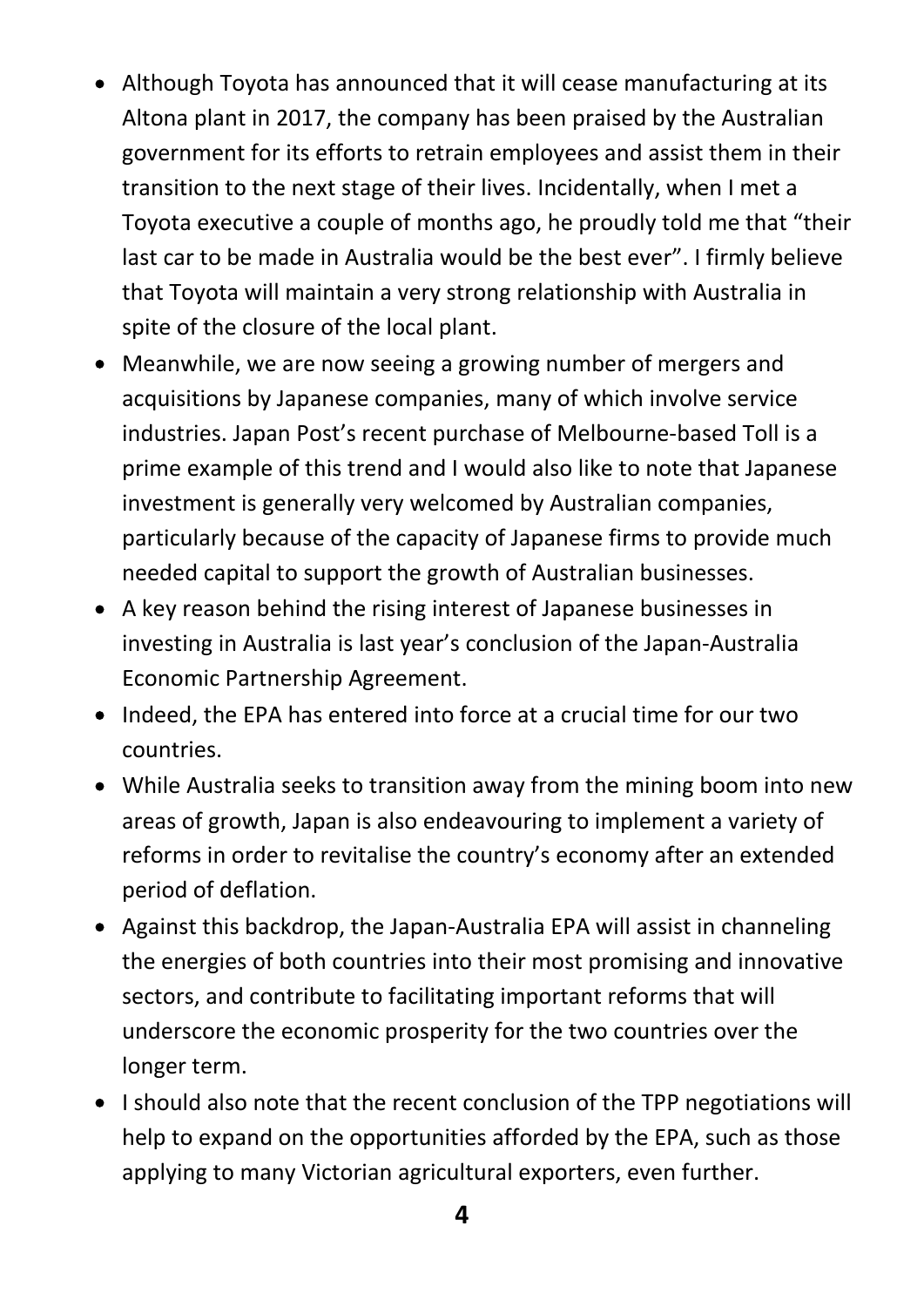- Although Toyota has announced that it will cease manufacturing at its Altona plant in 2017, the company has been praised by the Australian government for its efforts to retrain employees and assist them in their transition to the next stage of their lives. Incidentally, when I met a Toyota executive a couple of months ago, he proudly told me that "their last car to be made in Australia would be the best ever". I firmly believe that Toyota will maintain a very strong relationship with Australia in spite of the closure of the local plant.
- Meanwhile, we are now seeing a growing number of mergers and acquisitions by Japanese companies, many of which involve service industries. Japan Post's recent purchase of Melbourne-based Toll is a prime example of this trend and I would also like to note that Japanese investment is generally very welcomed by Australian companies, particularly because of the capacity of Japanese firms to provide much needed capital to support the growth of Australian businesses.
- A key reason behind the rising interest of Japanese businesses in investing in Australia is last year's conclusion of the Japan-Australia Economic Partnership Agreement.
- Indeed, the EPA has entered into force at a crucial time for our two countries.
- While Australia seeks to transition away from the mining boom into new areas of growth, Japan is also endeavouring to implement a variety of reforms in order to revitalise the country's economy after an extended period of deflation.
- Against this backdrop, the Japan-Australia EPA will assist in channeling the energies of both countries into their most promising and innovative sectors, and contribute to facilitating important reforms that will underscore the economic prosperity for the two countries over the longer term.
- I should also note that the recent conclusion of the TPP negotiations will help to expand on the opportunities afforded by the EPA, such as those applying to many Victorian agricultural exporters, even further.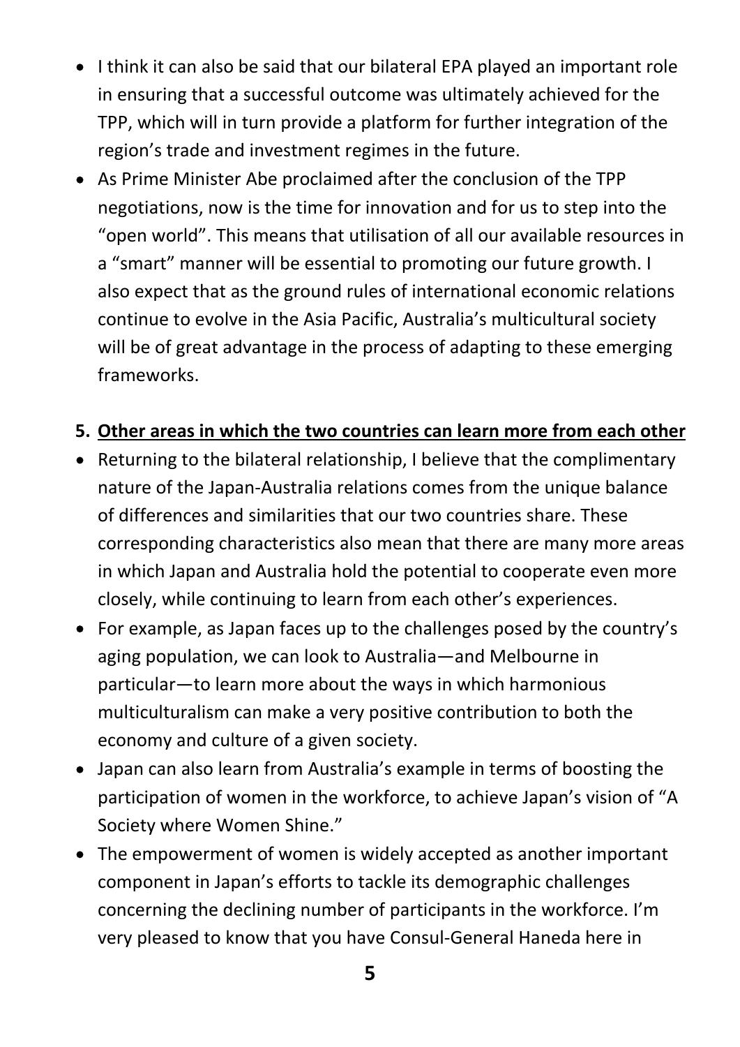- I think it can also be said that our bilateral EPA played an important role in ensuring that a successful outcome was ultimately achieved for the TPP, which will in turn provide a platform for further integration of the region's trade and investment regimes in the future.
- As Prime Minister Abe proclaimed after the conclusion of the TPP negotiations, now is the time for innovation and for us to step into the "open world". This means that utilisation of all our available resources in a "smart" manner will be essential to promoting our future growth. I also expect that as the ground rules of international economic relations continue to evolve in the Asia Pacific, Australia's multicultural society will be of great advantage in the process of adapting to these emerging frameworks.

## 5. <u>Other areas in which the two countries can learn more from each other</u>

- Returning to the bilateral relationship, I believe that the complimentary nature of the Japan-Australia relations comes from the unique balance of differences and similarities that our two countries share. These corresponding characteristics also mean that there are many more areas in which Japan and Australia hold the potential to cooperate even more closely, while continuing to learn from each other's experiences.
- For example, as Japan faces up to the challenges posed by the country's aging population, we can look to Australia—and Melbourne in particular—to learn more about the ways in which harmonious multiculturalism can make a very positive contribution to both the economy and culture of a given society.
- Japan can also learn from Australia's example in terms of boosting the participation of women in the workforce, to achieve Japan's vision of "A Society where Women Shine."
- The empowerment of women is widely accepted as another important component in Japan's efforts to tackle its demographic challenges concerning the declining number of participants in the workforce. I'm very pleased to know that you have Consul-General Haneda here in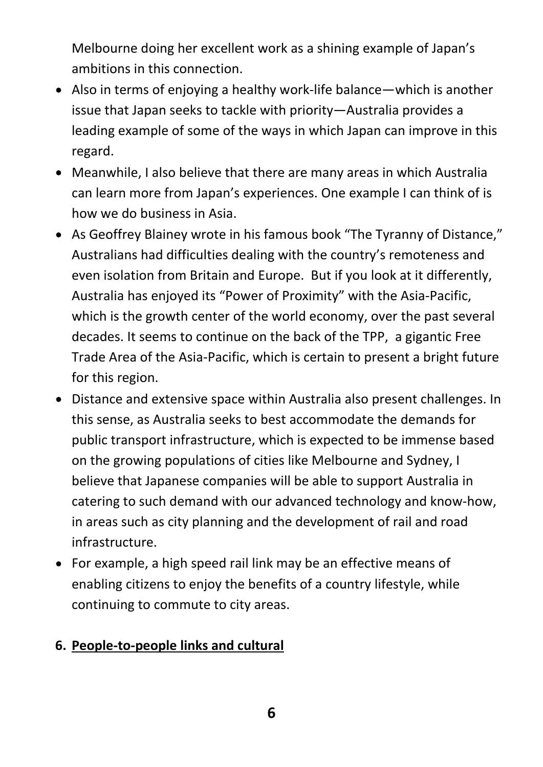Melbourne doing her excellent work as a shining example of Japan's ambitions in this connection.

- Also in terms of enjoying a healthy work-life balance—which is another issue that Japan seeks to tackle with priority—Australia provides a leading example of some of the ways in which Japan can improve in this regard.
- Meanwhile, I also believe that there are many areas in which Australia can learn more from Japan's experiences. One example I can think of is how we do business in Asia.
- As Geoffrey Blainey wrote in his famous book "The Tyranny of Distance," Australians had difficulties dealing with the country's remoteness and even isolation from Britain and Europe. But if you look at it differently, Australia has enjoyed its "Power of Proximity" with the Asia-Pacific, which is the growth center of the world economy, over the past several decades. It seems to continue on the back of the TPP, a gigantic Free Trade Area of the Asia-Pacific, which is certain to present a bright future for this region.
- Distance and extensive space within Australia also present challenges. In this sense, as Australia seeks to best accommodate the demands for public transport infrastructure, which is expected to be immense based on the growing populations of cities like Melbourne and Sydney, I believe that Japanese companies will be able to support Australia in catering to such demand with our advanced technology and know-how, in areas such as city planning and the development of rail and road infrastructure.
- For example, a high speed rail link may be an effective means of enabling citizens to enjoy the benefits of a country lifestyle, while continuing to commute to city areas.

## 6. People-to-people links and cultural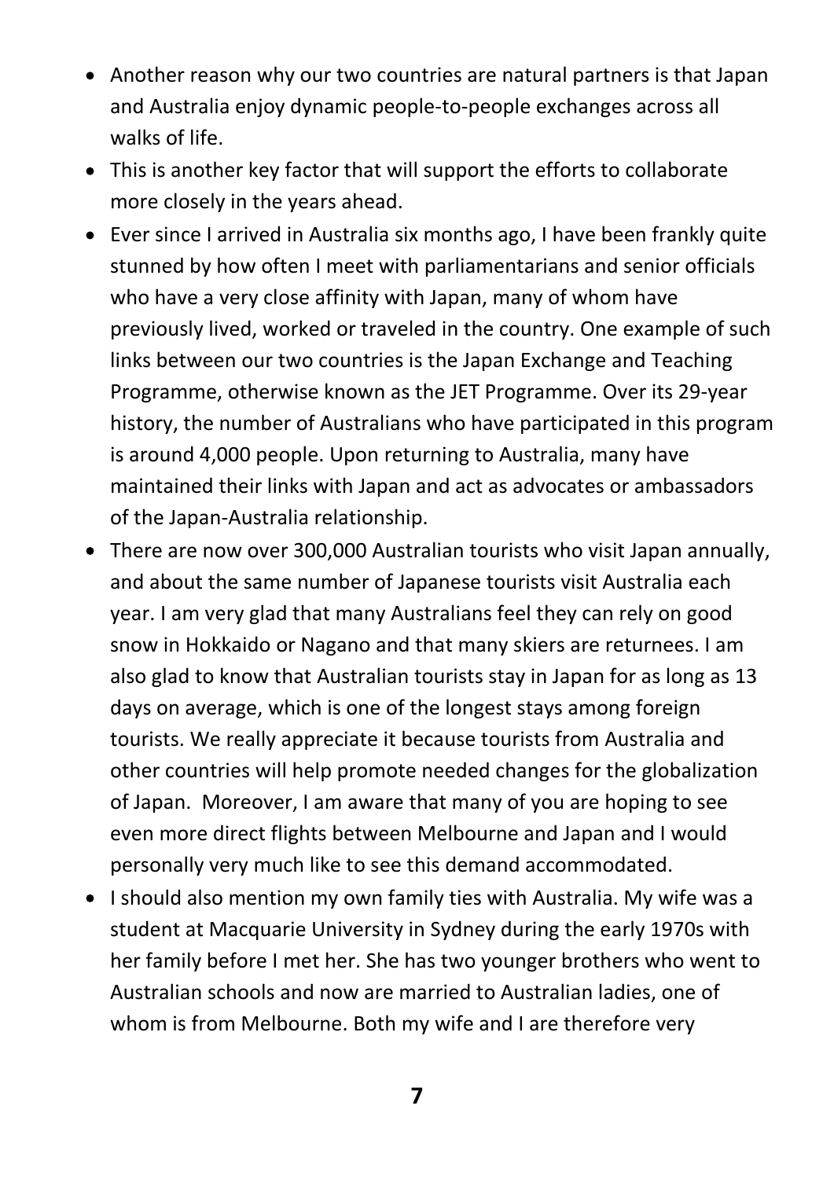- Another reason why our two countries are natural partners is that Japan and Australia enjoy dynamic people-to-people exchanges across all walks of life.
- This is another key factor that will support the efforts to collaborate more closely in the years ahead.
- Ever since I arrived in Australia six months ago, I have been frankly quite stunned by how often I meet with parliamentarians and senior officials who have a very close affinity with Japan, many of whom have previously lived, worked or traveled in the country. One example of such links between our two countries is the Japan Exchange and Teaching Programme, otherwise known as the JET Programme. Over its 29-year history, the number of Australians who have participated in this program is around 4,000 people. Upon returning to Australia, many have maintained their links with Japan and act as advocates or ambassadors of the Japan-Australia relationship.
- There are now over 300,000 Australian tourists who visit Japan annually, and about the same number of Japanese tourists visit Australia each year. I am very glad that many Australians feel they can rely on good snow in Hokkaido or Nagano and that many skiers are returnees. I am also glad to know that Australian tourists stay in Japan for as long as 13 days on average, which is one of the longest stays among foreign tourists. We really appreciate it because tourists from Australia and other countries will help promote needed changes for the globalization of Japan. Moreover, I am aware that many of you are hoping to see even more direct flights between Melbourne and Japan and I would personally very much like to see this demand accommodated.
- I should also mention my own family ties with Australia. My wife was a student at Macquarie University in Sydney during the early 1970s with her family before I met her. She has two younger brothers who went to Australian schools and now are married to Australian ladies, one of whom is from Melbourne. Both my wife and I are therefore very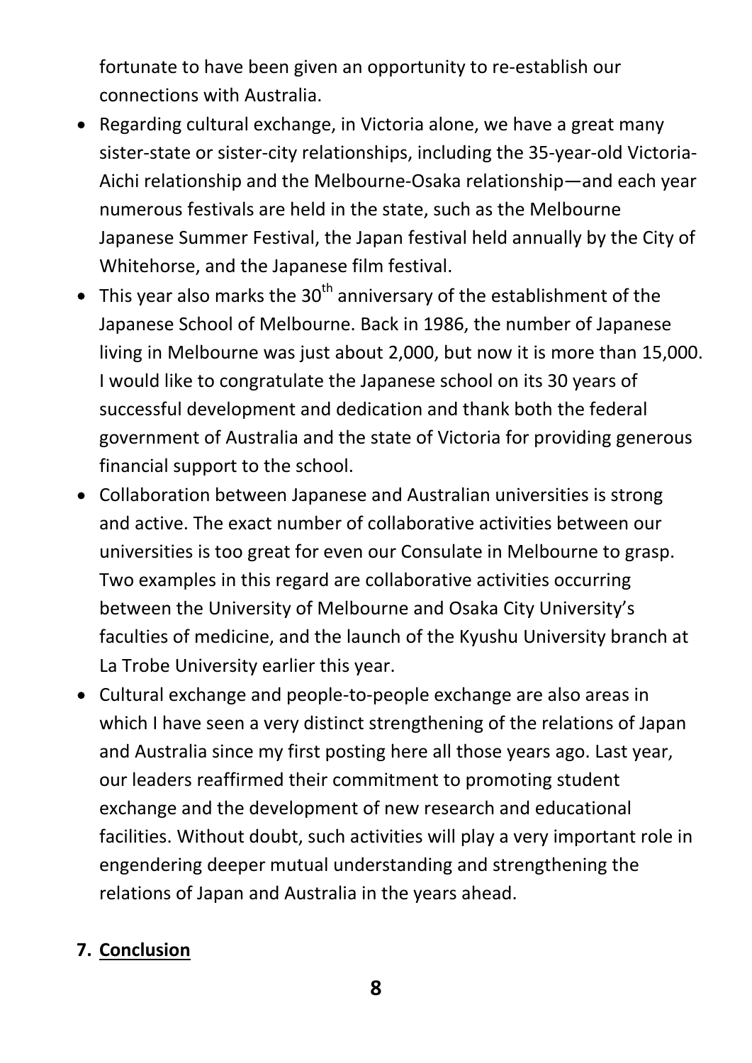fortunate to have been given an opportunity to re-establish our connections with Australia.

- Regarding cultural exchange, in Victoria alone, we have a great many sister-state or sister-city relationships, including the 35-year-old Victoria-Aichi relationship and the Melbourne-Osaka relationship—and each year numerous festivals are held in the state, such as the Melbourne Japanese Summer Festival, the Japan festival held annually by the City of Whitehorse, and the Japanese film festival.
- This year also marks the 30th anniversary of the establishment of the Japanese School of Melbourne. Back in 1986, the number of Japanese living in Melbourne was just about 2,000, but now it is more than 15,000. I would like to congratulate the Japanese school on its 30 years of successful development and dedication and thank both the federal government of Australia and the state of Victoria for providing generous financial support to the school.
- Collaboration between Japanese and Australian universities is strong and active. The exact number of collaborative activities between our universities is too great for even our Consulate in Melbourne to grasp. Two examples in this regard are collaborative activities occurring between the University of Melbourne and Osaka City University's faculties of medicine, and the launch of the Kyushu University branch at La Trobe University earlier this year.
- Cultural exchange and people-to-people exchange are also areas in which I have seen a very distinct strengthening of the relations of Japan and Australia since my first posting here all those years ago. Last year, our leaders reaffirmed their commitment to promoting student exchange and the development of new research and educational facilities. Without doubt, such activities will play a very important role in engendering deeper mutual understanding and strengthening the relations of Japan and Australia in the years ahead.

## 7. Conclusion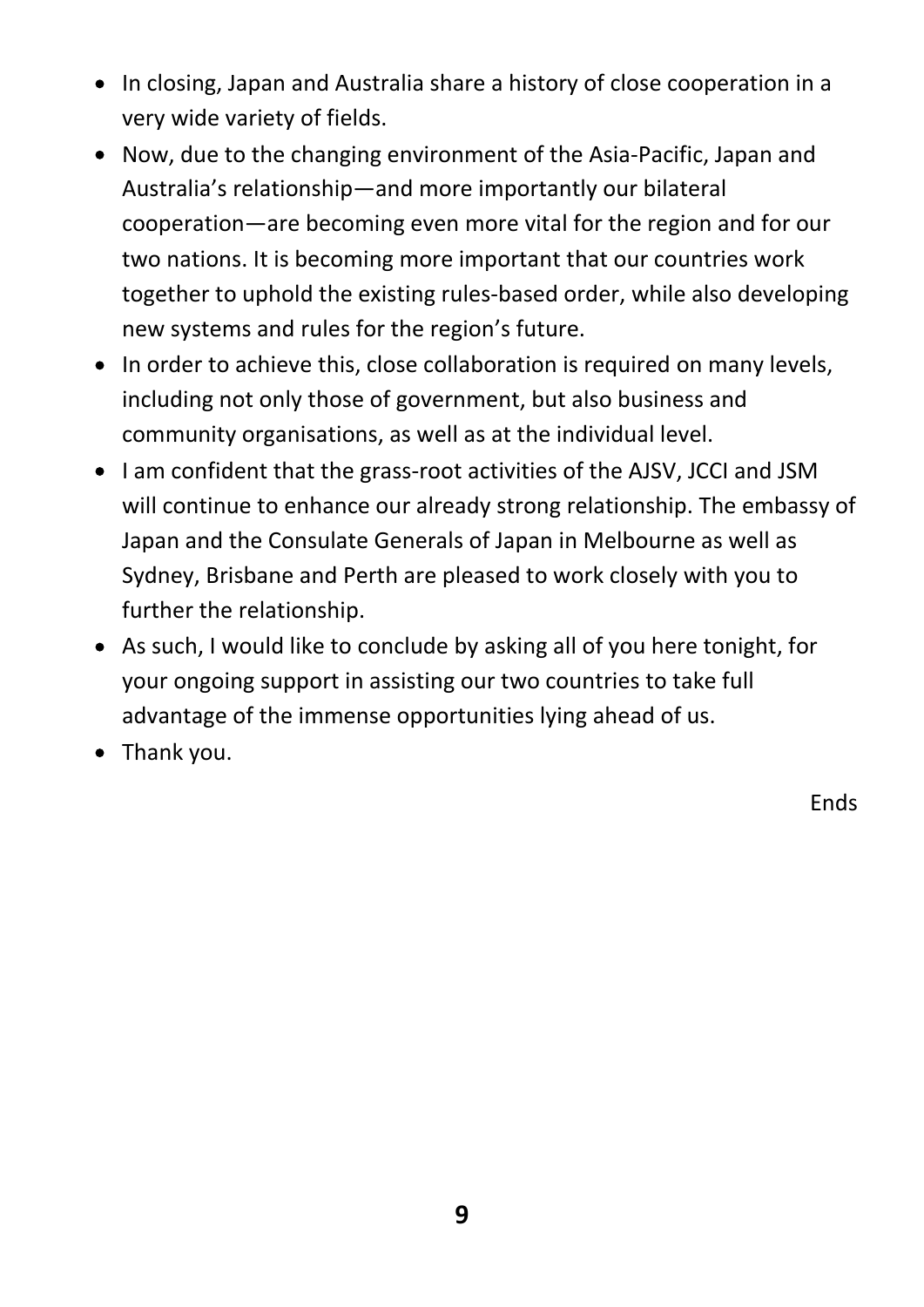- In closing, Japan and Australia share a history of close cooperation in a very wide variety of fields.
- Now, due to the changing environment of the Asia-Pacific, Japan and Australia's relationship—and more importantly our bilateral cooperation—are becoming even more vital for the region and for our two nations. It is becoming more important that our countries work together to uphold the existing rules-based order, while also developing new systems and rules for the region's future.
- In order to achieve this, close collaboration is required on many levels, including not only those of government, but also business and community organisations, as well as at the individual level.
- I am confident that the grass-root activities of the AJSV, JCCI and JSM will continue to enhance our already strong relationship. The embassy of Japan and the Consulate Generals of Japan in Melbourne as well as Sydney, Brisbane and Perth are pleased to work closely with you to further the relationship.
- As such, I would like to conclude by asking all of you here tonight, for your ongoing support in assisting our two countries to take full advantage of the immense opportunities lying ahead of us.
- Thank you.

Ends